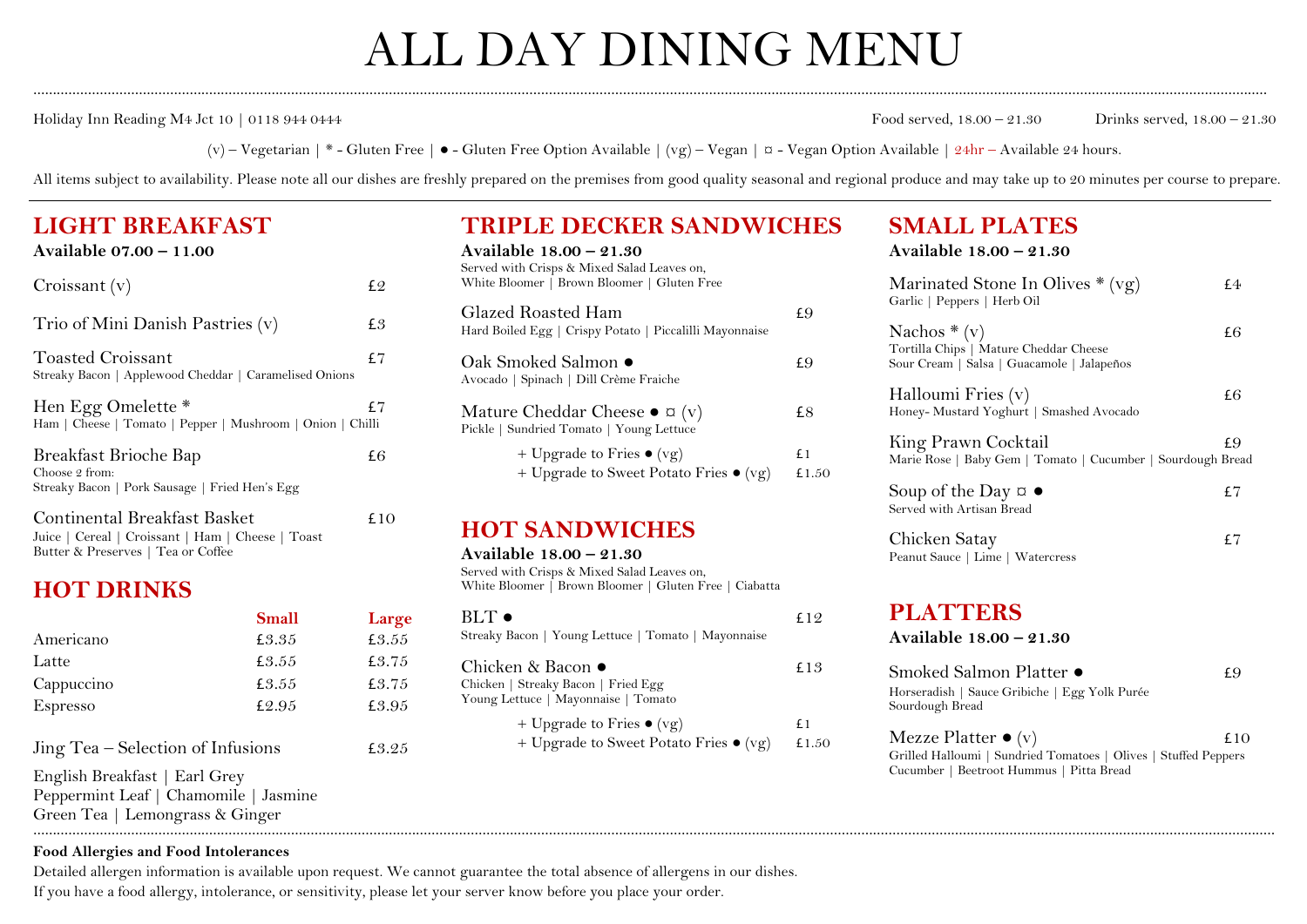# ALL DAY DINING MENU

Holiday Inn Reading M4 Jct 10 | 0118 944 0444

Food served, 18.00 – 21.30 Drinks served, 18.00 – 21.30

(v) – Vegetarian | * - Gluten Free | ● - Gluten Free Option Available | (vg) – Vegan | ¤ - Vegan Option Available | 24hr – Available 24 hours.

All items subject to availability. Please note all our dishes are freshly prepared on the premises from good quality seasonal and regional produce and may take up to 20 minutes per course to prepare.

## LIGHT BREAKFAST

**Available 07.00 – 11.00**

Croissant (v) £2

Trio of Mini Danish Pastries (v) £3

Toasted Croissant £7
Streaky Bacon | Applewood Cheddar | Caramelised Onions

Hen Egg Omelette * £7
Ham | Cheese | Tomato | Pepper | Mushroom | Onion | Chilli

Breakfast Brioche Bap £6
Choose 2 from:
Streaky Bacon | Pork Sausage | Fried Hen's Egg

Continental Breakfast Basket £10
Juice | Cereal | Croissant | Ham | Cheese | Toast
Butter & Preserves | Tea or Coffee

## HOT DRINKS

| | Small | Large |
|---|---|---|
| Americano | £3.35 | £3.55 |
| Latte | £3.55 | £3.75 |
| Cappuccino | £3.55 | £3.75 |
| Espresso | £2.95 | £3.95 |

Jing Tea – Selection of Infusions £3.25

English Breakfast | Earl Grey
Peppermint Leaf | Chamomile | Jasmine
Green Tea | Lemongrass & Ginger

## TRIPLE DECKER SANDWICHES

**Available 18.00 – 21.30**

Served with Crisps & Mixed Salad Leaves on,
White Bloomer | Brown Bloomer | Gluten Free

Glazed Roasted Ham £9
Hard Boiled Egg | Crispy Potato | Piccalilli Mayonnaise

Oak Smoked Salmon ● £9
Avocado | Spinach | Dill Crème Fraiche

Mature Cheddar Cheese ● ¤ (v) £8
Pickle | Sundried Tomato | Young Lettuce

+ Upgrade to Fries ● (vg) £1
+ Upgrade to Sweet Potato Fries ● (vg) £1.50

## HOT SANDWICHES

**Available 18.00 – 21.30**

Served with Crisps & Mixed Salad Leaves on,
White Bloomer | Brown Bloomer | Gluten Free | Ciabatta

BLT ● £12
Streaky Bacon | Young Lettuce | Tomato | Mayonnaise

Chicken & Bacon ● £13
Chicken | Streaky Bacon | Fried Egg
Young Lettuce | Mayonnaise | Tomato

+ Upgrade to Fries ● (vg) £1
+ Upgrade to Sweet Potato Fries ● (vg) £1.50

## SMALL PLATES

**Available 18.00 – 21.30**

Marinated Stone In Olives * (vg) £4
Garlic | Peppers | Herb Oil

Nachos * (v) £6
Tortilla Chips | Mature Cheddar Cheese
Sour Cream | Salsa | Guacamole | Jalapeños

Halloumi Fries (v) £6
Honey- Mustard Yoghurt | Smashed Avocado

King Prawn Cocktail £9
Marie Rose | Baby Gem | Tomato | Cucumber | Sourdough Bread

Soup of the Day ¤ ● £7
Served with Artisan Bread

Chicken Satay £7
Peanut Sauce | Lime | Watercress

## PLATTERS

**Available 18.00 – 21.30**

Smoked Salmon Platter ● £9
Horseradish | Sauce Gribiche | Egg Yolk Purée
Sourdough Bread

Mezze Platter ● (v) £10
Grilled Halloumi | Sundried Tomatoes | Olives | Stuffed Peppers
Cucumber | Beetroot Hummus | Pitta Bread

**Food Allergies and Food Intolerances**

Detailed allergen information is available upon request. We cannot guarantee the total absence of allergens in our dishes.
If you have a food allergy, intolerance, or sensitivity, please let your server know before you place your order.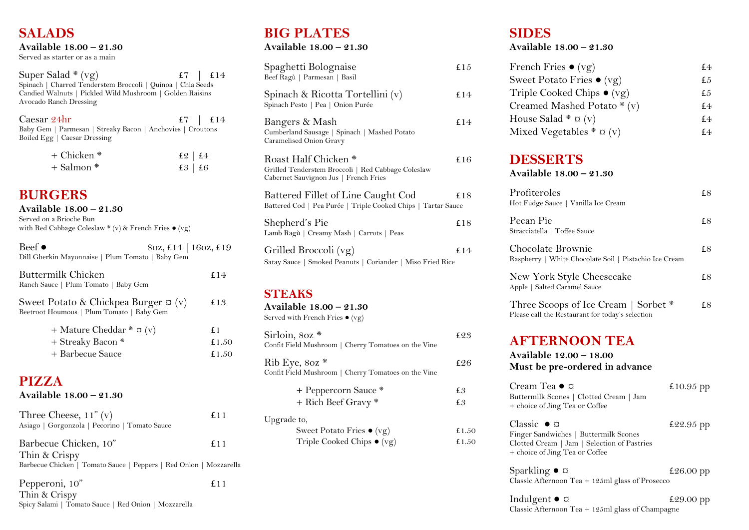## SALADS

**Available 18.00 – 21.30**

Served as starter or as a main

Super Salad * (vg) £7 | £14
Spinach | Charred Tenderstem Broccoli | Quinoa | Chia Seeds
Candied Walnuts | Pickled Wild Mushroom | Golden Raisins
Avocado Ranch Dressing

Caesar 24hr £7 | £14
Baby Gem | Parmesan | Streaky Bacon | Anchovies | Croutons
Boiled Egg | Caesar Dressing

+ Chicken * £2 | £4
+ Salmon * £3 | £6

## BURGERS

**Available 18.00 – 21.30**

Served on a Brioche Bun
with Red Cabbage Coleslaw * (v) & French Fries ● (vg)

Beef ● 8oz, £14 | 16oz, £19
Dill Gherkin Mayonnaise | Plum Tomato | Baby Gem

Buttermilk Chicken £14
Ranch Sauce | Plum Tomato | Baby Gem

Sweet Potato & Chickpea Burger ¤ (v) £13
Beetroot Houmous | Plum Tomato | Baby Gem

+ Mature Cheddar * ¤ (v) £1
+ Streaky Bacon * £1.50
+ Barbecue Sauce £1.50

## PIZZA

**Available 18.00 – 21.30**

Three Cheese, 11" (v) £11
Asiago | Gorgonzola | Pecorino | Tomato Sauce

Barbecue Chicken, 10" £11
Thin & Crispy
Barbecue Chicken | Tomato Sauce | Peppers | Red Onion | Mozzarella

Pepperoni, 10" £11
Thin & Crispy
Spicy Salami | Tomato Sauce | Red Onion | Mozzarella

## BIG PLATES

**Available 18.00 – 21.30**

Spaghetti Bolognaise £15
Beef Ragù | Parmesan | Basil

Spinach & Ricotta Tortellini (v) £14
Spinach Pesto | Pea | Onion Purée

Bangers & Mash £14
Cumberland Sausage | Spinach | Mashed Potato
Caramelised Onion Gravy

Roast Half Chicken * £16
Grilled Tenderstem Broccoli | Red Cabbage Coleslaw
Cabernet Sauvignon Jus | French Fries

Battered Fillet of Line Caught Cod £18
Battered Cod | Pea Purée | Triple Cooked Chips | Tartar Sauce

Shepherd's Pie £18
Lamb Ragù | Creamy Mash | Carrots | Peas

Grilled Broccoli (vg) £14
Satay Sauce | Smoked Peanuts | Coriander | Miso Fried Rice

## STEAKS

**Available 18.00 – 21.30**

Served with French Fries ● (vg)

Sirloin, 8oz * £23
Confit Field Mushroom | Cherry Tomatoes on the Vine

Rib Eye, 8oz * £26
Confit Field Mushroom | Cherry Tomatoes on the Vine

+ Peppercorn Sauce * £3
+ Rich Beef Gravy * £3

Upgrade to,
Sweet Potato Fries ● (vg) £1.50
Triple Cooked Chips ● (vg) £1.50

## SIDES

**Available 18.00 – 21.30**

French Fries ● (vg) £4
Sweet Potato Fries ● (vg) £5
Triple Cooked Chips ● (vg) £5
Creamed Mashed Potato * (v) £4
House Salad * ¤ (v) £4
Mixed Vegetables * ¤ (v) £4

## DESSERTS

**Available 18.00 – 21.30**

Profiteroles £8
Hot Fudge Sauce | Vanilla Ice Cream

Pecan Pie £8
Stracciatella | Toffee Sauce

Chocolate Brownie £8
Raspberry | White Chocolate Soil | Pistachio Ice Cream

New York Style Cheesecake £8
Apple | Salted Caramel Sauce

Three Scoops of Ice Cream | Sorbet * £8
Please call the Restaurant for today's selection

## AFTERNOON TEA

**Available 12.00 – 18.00**
**Must be pre-ordered in advance**

Cream Tea ● ¤ £10.95 pp
Buttermilk Scones | Clotted Cream | Jam
+ choice of Jing Tea or Coffee

Classic ● ¤ £22.95 pp
Finger Sandwiches | Buttermilk Scones
Clotted Cream | Jam | Selection of Pastries
+ choice of Jing Tea or Coffee

Sparkling ● ¤ £26.00 pp
Classic Afternoon Tea + 125ml glass of Prosecco

Indulgent ● ¤ £29.00 pp
Classic Afternoon Tea + 125ml glass of Champagne